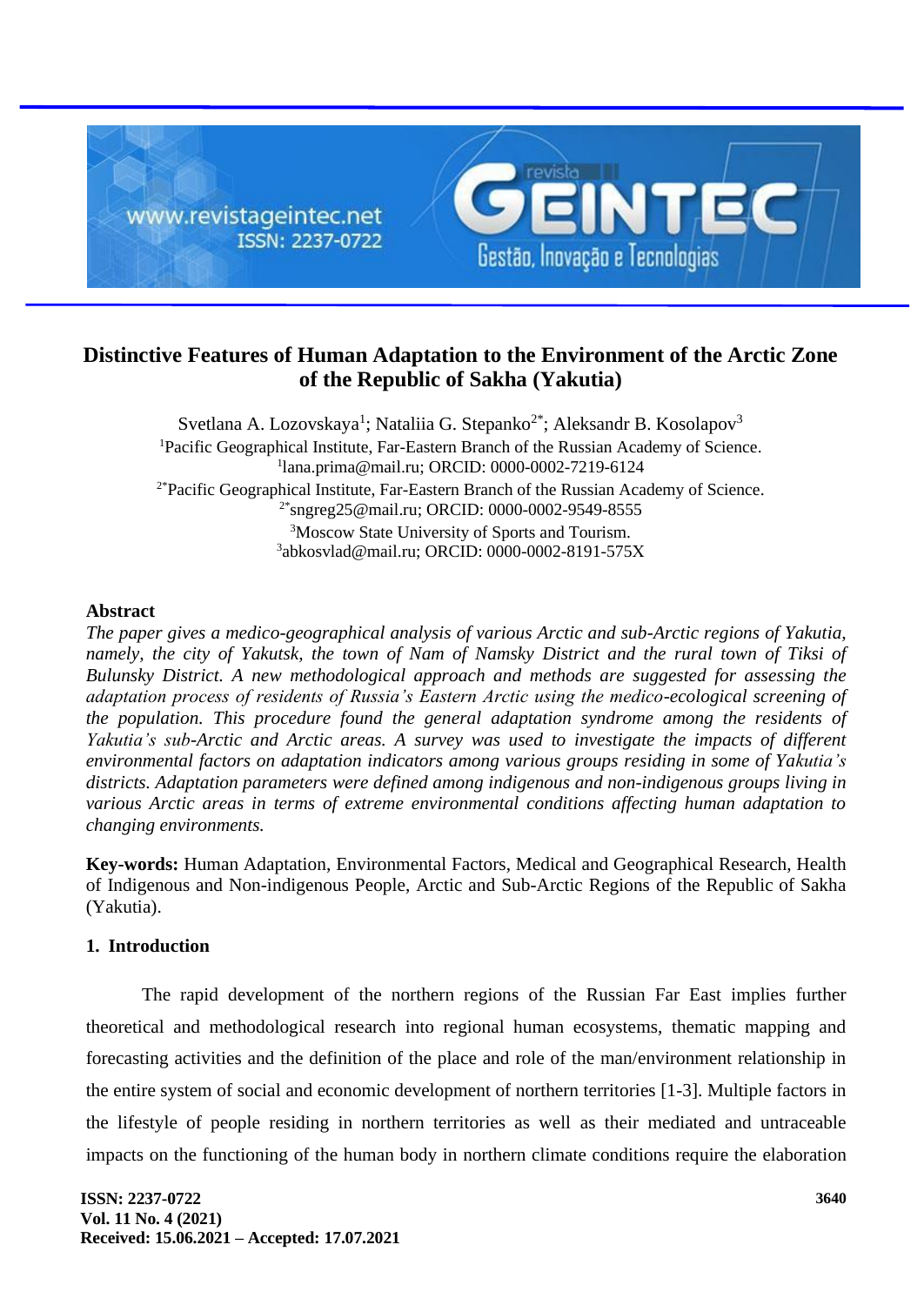# Distinctive Features of Human Adaptation to the Environment of the Arctic Zone of the Republic of Sakha (Yakutia)

Svetlana A. Lozovskaya[1]; Nataliia G. Stepanko[2*]; Aleksandr B. Kosolapov[3]

[1]Pacific Geographical Institute, Far-Eastern Branch of the Russian Academy of Science.
[1]lana.prima@mail.ru; ORCID: 0000-0002-7219-6124

[2*]Pacific Geographical Institute, Far-Eastern Branch of the Russian Academy of Science.
[2*]sngreg25@mail.ru; ORCID: 0000-0002-9549-8555

[3]Moscow State University of Sports and Tourism.
[3]abkosvlad@mail.ru; ORCID: 0000-0002-8191-575X

## Abstract

*The paper gives a medico-geographical analysis of various Arctic and sub-Arctic regions of Yakutia, namely, the city of Yakutsk, the town of Nam of Namsky District and the rural town of Tiksi of Bulunsky District. A new methodological approach and methods are suggested for assessing the adaptation process of residents of Russia's Eastern Arctic using the medico-ecological screening of the population. This procedure found the general adaptation syndrome among the residents of Yakutia's sub-Arctic and Arctic areas. A survey was used to investigate the impacts of different environmental factors on adaptation indicators among various groups residing in some of Yakutia's districts. Adaptation parameters were defined among indigenous and non-indigenous groups living in various Arctic areas in terms of extreme environmental conditions affecting human adaptation to changing environments.*

**Key-words:** Human Adaptation, Environmental Factors, Medical and Geographical Research, Health of Indigenous and Non-indigenous People, Arctic and Sub-Arctic Regions of the Republic of Sakha (Yakutia).

## 1. Introduction

The rapid development of the northern regions of the Russian Far East implies further theoretical and methodological research into regional human ecosystems, thematic mapping and forecasting activities and the definition of the place and role of the man/environment relationship in the entire system of social and economic development of northern territories [1-3]. Multiple factors in the lifestyle of people residing in northern territories as well as their mediated and untraceable impacts on the functioning of the human body in northern climate conditions require the elaboration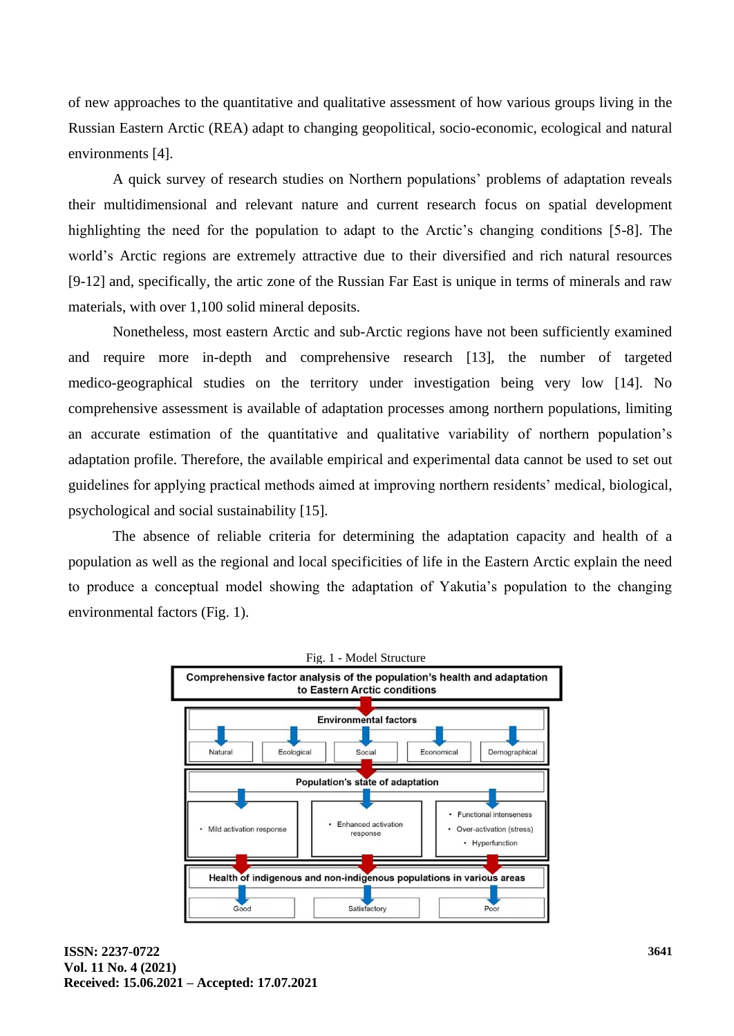of new approaches to the quantitative and qualitative assessment of how various groups living in the Russian Eastern Arctic (REA) adapt to changing geopolitical, socio-economic, ecological and natural environments [4].

A quick survey of research studies on Northern populations' problems of adaptation reveals their multidimensional and relevant nature and current research focus on spatial development highlighting the need for the population to adapt to the Arctic's changing conditions [5-8]. The world's Arctic regions are extremely attractive due to their diversified and rich natural resources [9-12] and, specifically, the artic zone of the Russian Far East is unique in terms of minerals and raw materials, with over 1,100 solid mineral deposits.

Nonetheless, most eastern Arctic and sub-Arctic regions have not been sufficiently examined and require more in-depth and comprehensive research [13], the number of targeted medico-geographical studies on the territory under investigation being very low [14]. No comprehensive assessment is available of adaptation processes among northern populations, limiting an accurate estimation of the quantitative and qualitative variability of northern population's adaptation profile. Therefore, the available empirical and experimental data cannot be used to set out guidelines for applying practical methods aimed at improving northern residents' medical, biological, psychological and social sustainability [15].

The absence of reliable criteria for determining the adaptation capacity and health of a population as well as the regional and local specificities of life in the Eastern Arctic explain the need to produce a conceptual model showing the adaptation of Yakutia's population to the changing environmental factors (Fig. 1).

Fig. 1 - Model Structure

**Comprehensive factor analysis of the population's health and adaptation to Eastern Arctic conditions**

**Environmental factors**
- Natural
- Ecological
- Social
- Economical
- Demographical

**Population's state of adaptation**
- Mild activation response
- Enhanced activation response
- Functional intenseness; Over-activation (stress); Hyperfunction

**Health of indigenous and non-indigenous populations in various areas**
- Good
- Satisfactory
- Poor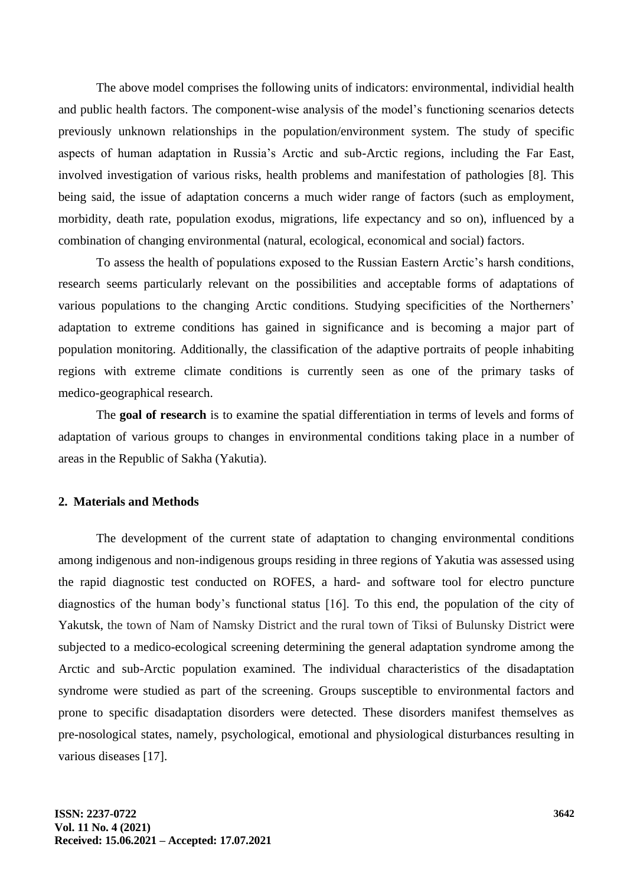The above model comprises the following units of indicators: environmental, individial health and public health factors. The component-wise analysis of the model's functioning scenarios detects previously unknown relationships in the population/environment system. The study of specific aspects of human adaptation in Russia's Arctic and sub-Arctic regions, including the Far East, involved investigation of various risks, health problems and manifestation of pathologies [8]. This being said, the issue of adaptation concerns a much wider range of factors (such as employment, morbidity, death rate, population exodus, migrations, life expectancy and so on), influenced by a combination of changing environmental (natural, ecological, economical and social) factors.

To assess the health of populations exposed to the Russian Eastern Arctic's harsh conditions, research seems particularly relevant on the possibilities and acceptable forms of adaptations of various populations to the changing Arctic conditions. Studying specificities of the Northerners' adaptation to extreme conditions has gained in significance and is becoming a major part of population monitoring. Additionally, the classification of the adaptive portraits of people inhabiting regions with extreme climate conditions is currently seen as one of the primary tasks of medico-geographical research.

The **goal of research** is to examine the spatial differentiation in terms of levels and forms of adaptation of various groups to changes in environmental conditions taking place in a number of areas in the Republic of Sakha (Yakutia).

## 2. Materials and Methods

The development of the current state of adaptation to changing environmental conditions among indigenous and non-indigenous groups residing in three regions of Yakutia was assessed using the rapid diagnostic test conducted on ROFES, a hard- and software tool for electro puncture diagnostics of the human body's functional status [16]. To this end, the population of the city of Yakutsk, the town of Nam of Namsky District and the rural town of Tiksi of Bulunsky District were subjected to a medico-ecological screening determining the general adaptation syndrome among the Arctic and sub-Arctic population examined. The individual characteristics of the disadaptation syndrome were studied as part of the screening. Groups susceptible to environmental factors and prone to specific disadaptation disorders were detected. These disorders manifest themselves as pre-nosological states, namely, psychological, emotional and physiological disturbances resulting in various diseases [17].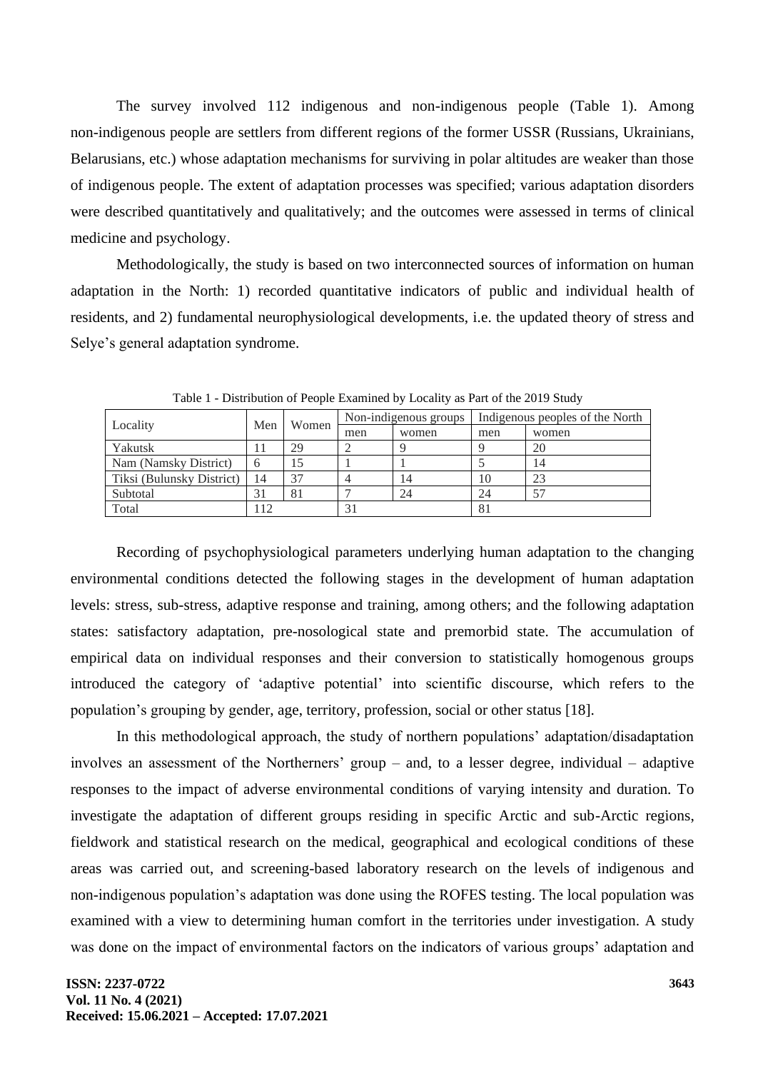The survey involved 112 indigenous and non-indigenous people (Table 1). Among non-indigenous people are settlers from different regions of the former USSR (Russians, Ukrainians, Belarusians, etc.) whose adaptation mechanisms for surviving in polar altitudes are weaker than those of indigenous people. The extent of adaptation processes was specified; various adaptation disorders were described quantitatively and qualitatively; and the outcomes were assessed in terms of clinical medicine and psychology.

Methodologically, the study is based on two interconnected sources of information on human adaptation in the North: 1) recorded quantitative indicators of public and individual health of residents, and 2) fundamental neurophysiological developments, i.e. the updated theory of stress and Selye's general adaptation syndrome.

Table 1 - Distribution of People Examined by Locality as Part of the 2019 Study

| Locality | Men | Women | Non-indigenous groups | | Indigenous peoples of the North | |
|---|---|---|---|---|---|---|
| | | | men | women | men | women |
| Yakutsk | 11 | 29 | 2 | 9 | 9 | 20 |
| Nam (Namsky District) | 6 | 15 | 1 | 1 | 5 | 14 |
| Tiksi (Bulunsky District) | 14 | 37 | 4 | 14 | 10 | 23 |
| Subtotal | 31 | 81 | 7 | 24 | 24 | 57 |
| Total | 112 | | 31 | | 81 | |

Recording of psychophysiological parameters underlying human adaptation to the changing environmental conditions detected the following stages in the development of human adaptation levels: stress, sub-stress, adaptive response and training, among others; and the following adaptation states: satisfactory adaptation, pre-nosological state and premorbid state. The accumulation of empirical data on individual responses and their conversion to statistically homogenous groups introduced the category of 'adaptive potential' into scientific discourse, which refers to the population's grouping by gender, age, territory, profession, social or other status [18].

In this methodological approach, the study of northern populations' adaptation/disadaptation involves an assessment of the Northerners' group – and, to a lesser degree, individual – adaptive responses to the impact of adverse environmental conditions of varying intensity and duration. To investigate the adaptation of different groups residing in specific Arctic and sub-Arctic regions, fieldwork and statistical research on the medical, geographical and ecological conditions of these areas was carried out, and screening-based laboratory research on the levels of indigenous and non-indigenous population's adaptation was done using the ROFES testing. The local population was examined with a view to determining human comfort in the territories under investigation. A study was done on the impact of environmental factors on the indicators of various groups' adaptation and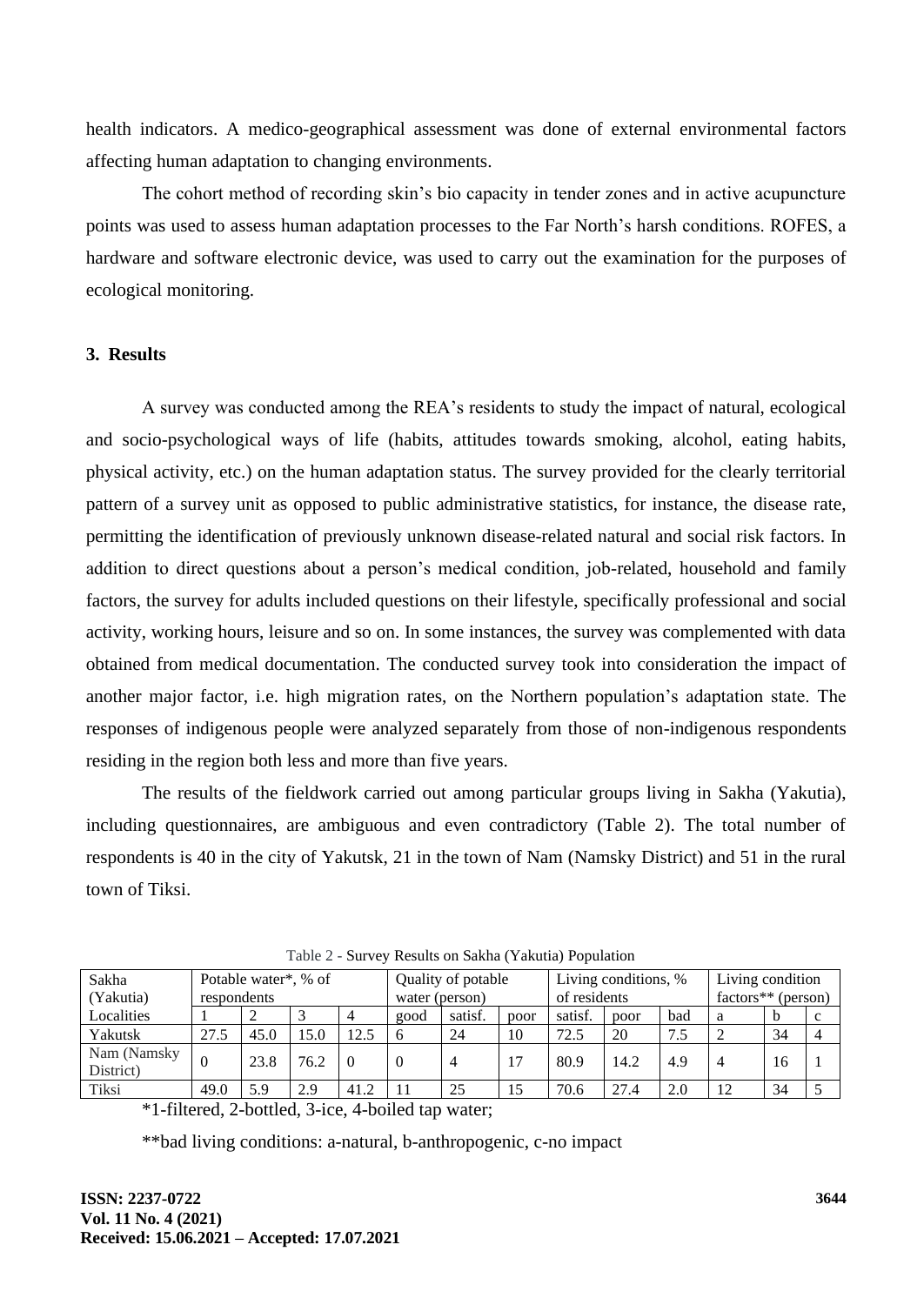health indicators. A medico-geographical assessment was done of external environmental factors affecting human adaptation to changing environments.

The cohort method of recording skin's bio capacity in tender zones and in active acupuncture points was used to assess human adaptation processes to the Far North's harsh conditions. ROFES, a hardware and software electronic device, was used to carry out the examination for the purposes of ecological monitoring.

### 3. Results

A survey was conducted among the REA's residents to study the impact of natural, ecological and socio-psychological ways of life (habits, attitudes towards smoking, alcohol, eating habits, physical activity, etc.) on the human adaptation status. The survey provided for the clearly territorial pattern of a survey unit as opposed to public administrative statistics, for instance, the disease rate, permitting the identification of previously unknown disease-related natural and social risk factors. In addition to direct questions about a person's medical condition, job-related, household and family factors, the survey for adults included questions on their lifestyle, specifically professional and social activity, working hours, leisure and so on. In some instances, the survey was complemented with data obtained from medical documentation. The conducted survey took into consideration the impact of another major factor, i.e. high migration rates, on the Northern population's adaptation state. The responses of indigenous people were analyzed separately from those of non-indigenous respondents residing in the region both less and more than five years.

The results of the fieldwork carried out among particular groups living in Sakha (Yakutia), including questionnaires, are ambiguous and even contradictory (Table 2). The total number of respondents is 40 in the city of Yakutsk, 21 in the town of Nam (Namsky District) and 51 in the rural town of Tiksi.

Table 2 - Survey Results on Sakha (Yakutia) Population

| Sakha (Yakutia) | Potable water*, % of respondents | | | | Quality of potable water (person) | | | Living conditions, % of residents | | | Living condition factors** (person) | | |
|---|---|---|---|---|---|---|---|---|---|---|---|---|---|
| Localities | 1 | 2 | 3 | 4 | good | satisf. | poor | satisf. | poor | bad | a | b | c |
| Yakutsk | 27.5 | 45.0 | 15.0 | 12.5 | 6 | 24 | 10 | 72.5 | 20 | 7.5 | 2 | 34 | 4 |
| Nam (Namsky District) | 0 | 23.8 | 76.2 | 0 | 0 | 4 | 17 | 80.9 | 14.2 | 4.9 | 4 | 16 | 1 |
| Tiksi | 49.0 | 5.9 | 2.9 | 41.2 | 11 | 25 | 15 | 70.6 | 27.4 | 2.0 | 12 | 34 | 5 |

*1-filtered, 2-bottled, 3-ice, 4-boiled tap water;

**bad living conditions: a-natural, b-anthropogenic, c-no impact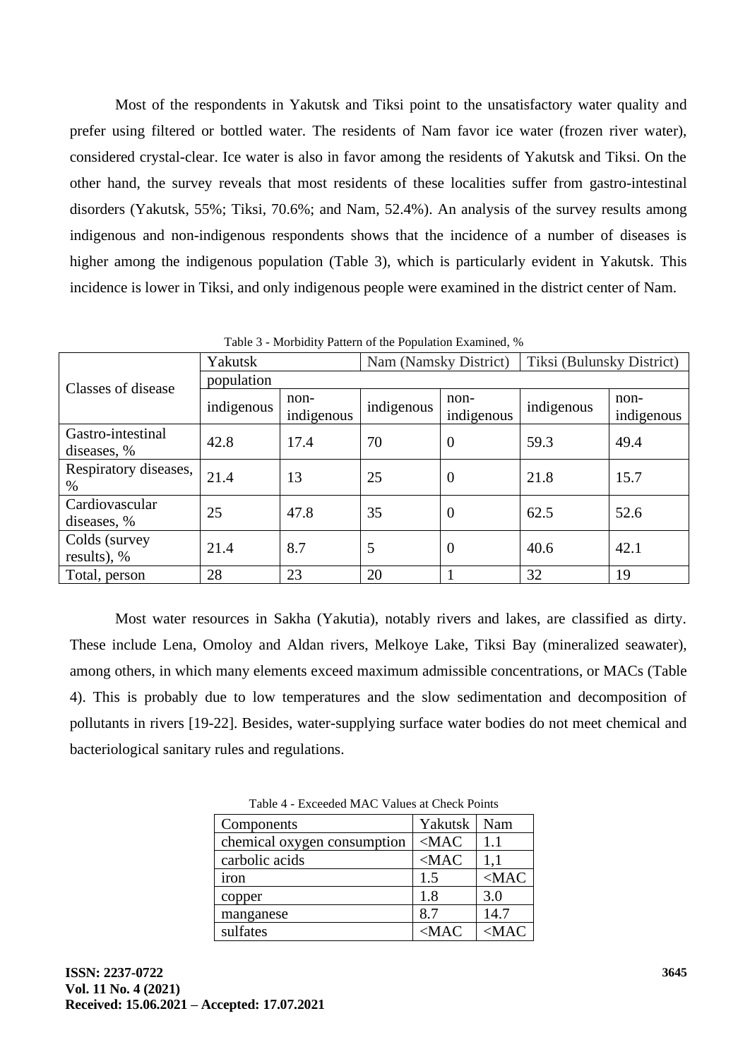Most of the respondents in Yakutsk and Tiksi point to the unsatisfactory water quality and prefer using filtered or bottled water. The residents of Nam favor ice water (frozen river water), considered crystal-clear. Ice water is also in favor among the residents of Yakutsk and Tiksi. On the other hand, the survey reveals that most residents of these localities suffer from gastro-intestinal disorders (Yakutsk, 55%; Tiksi, 70.6%; and Nam, 52.4%). An analysis of the survey results among indigenous and non-indigenous respondents shows that the incidence of a number of diseases is higher among the indigenous population (Table 3), which is particularly evident in Yakutsk. This incidence is lower in Tiksi, and only indigenous people were examined in the district center of Nam.

Table 3 - Morbidity Pattern of the Population Examined, %

| Classes of disease | Yakutsk | | Nam (Namsky District) | | Tiksi (Bulunsky District) | |
|---|---|---|---|---|---|---|
| | population | | | | | |
| | indigenous | non-indigenous | indigenous | non-indigenous | indigenous | non-indigenous |
| Gastro-intestinal diseases, % | 42.8 | 17.4 | 70 | 0 | 59.3 | 49.4 |
| Respiratory diseases, % | 21.4 | 13 | 25 | 0 | 21.8 | 15.7 |
| Cardiovascular diseases, % | 25 | 47.8 | 35 | 0 | 62.5 | 52.6 |
| Colds (survey results), % | 21.4 | 8.7 | 5 | 0 | 40.6 | 42.1 |
| Total, person | 28 | 23 | 20 | 1 | 32 | 19 |

Most water resources in Sakha (Yakutia), notably rivers and lakes, are classified as dirty. These include Lena, Omoloy and Aldan rivers, Melkoye Lake, Tiksi Bay (mineralized seawater), among others, in which many elements exceed maximum admissible concentrations, or MACs (Table 4). This is probably due to low temperatures and the slow sedimentation and decomposition of pollutants in rivers [19-22]. Besides, water-supplying surface water bodies do not meet chemical and bacteriological sanitary rules and regulations.

Table 4 - Exceeded MAC Values at Check Points

| Components | Yakutsk | Nam |
|---|---|---|
| chemical oxygen consumption | <MAC | 1.1 |
| carbolic acids | <MAC | 1,1 |
| iron | 1.5 | <MAC |
| copper | 1.8 | 3.0 |
| manganese | 8.7 | 14.7 |
| sulfates | <MAC | <MAC |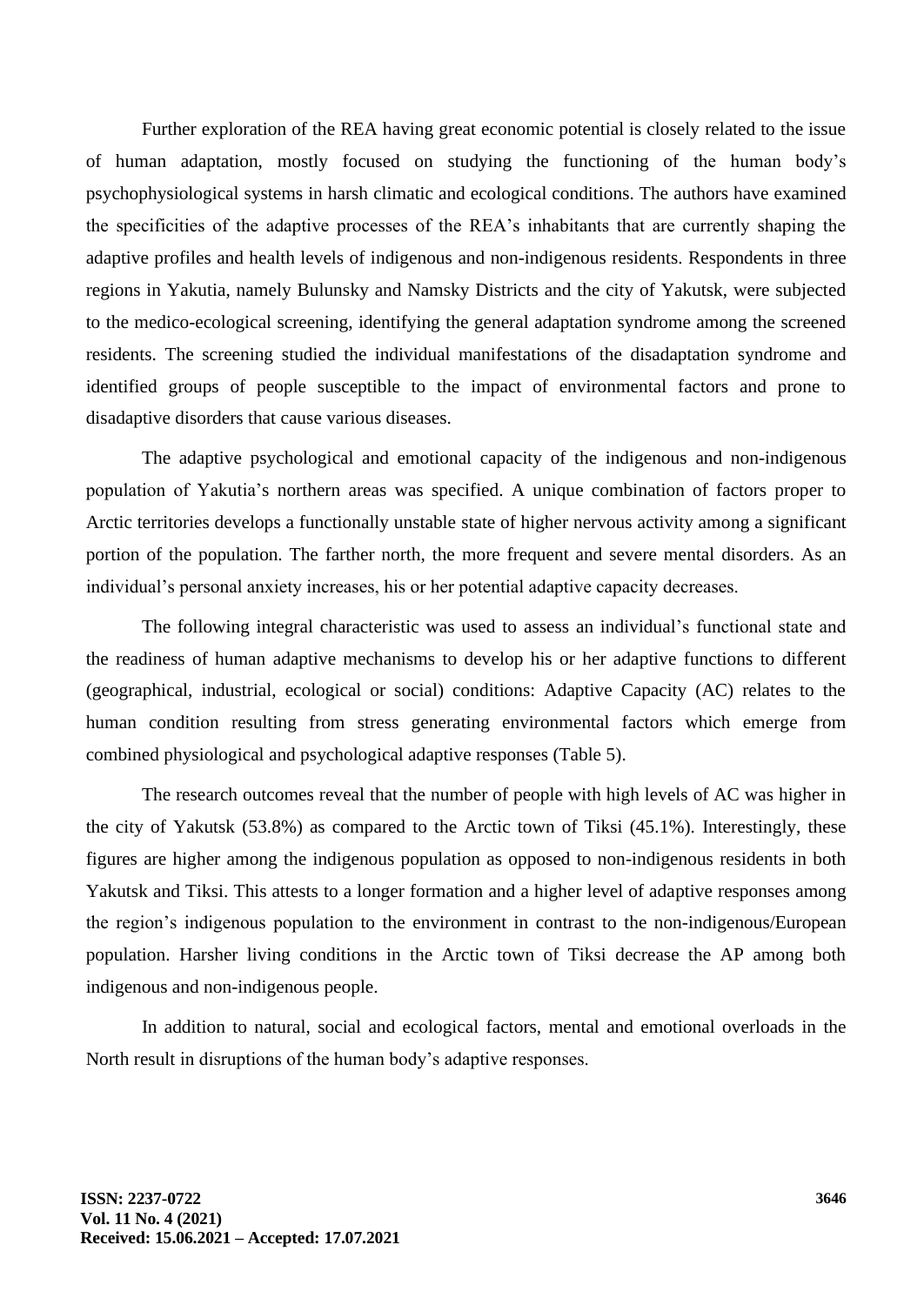Further exploration of the REA having great economic potential is closely related to the issue of human adaptation, mostly focused on studying the functioning of the human body's psychophysiological systems in harsh climatic and ecological conditions. The authors have examined the specificities of the adaptive processes of the REA's inhabitants that are currently shaping the adaptive profiles and health levels of indigenous and non-indigenous residents. Respondents in three regions in Yakutia, namely Bulunsky and Namsky Districts and the city of Yakutsk, were subjected to the medico-ecological screening, identifying the general adaptation syndrome among the screened residents. The screening studied the individual manifestations of the disadaptation syndrome and identified groups of people susceptible to the impact of environmental factors and prone to disadaptive disorders that cause various diseases.

The adaptive psychological and emotional capacity of the indigenous and non-indigenous population of Yakutia's northern areas was specified. A unique combination of factors proper to Arctic territories develops a functionally unstable state of higher nervous activity among a significant portion of the population. The farther north, the more frequent and severe mental disorders. As an individual's personal anxiety increases, his or her potential adaptive capacity decreases.

The following integral characteristic was used to assess an individual's functional state and the readiness of human adaptive mechanisms to develop his or her adaptive functions to different (geographical, industrial, ecological or social) conditions: Adaptive Capacity (AC) relates to the human condition resulting from stress generating environmental factors which emerge from combined physiological and psychological adaptive responses (Table 5).

The research outcomes reveal that the number of people with high levels of AC was higher in the city of Yakutsk (53.8%) as compared to the Arctic town of Tiksi (45.1%). Interestingly, these figures are higher among the indigenous population as opposed to non-indigenous residents in both Yakutsk and Tiksi. This attests to a longer formation and a higher level of adaptive responses among the region's indigenous population to the environment in contrast to the non-indigenous/European population. Harsher living conditions in the Arctic town of Tiksi decrease the AP among both indigenous and non-indigenous people.

In addition to natural, social and ecological factors, mental and emotional overloads in the North result in disruptions of the human body's adaptive responses.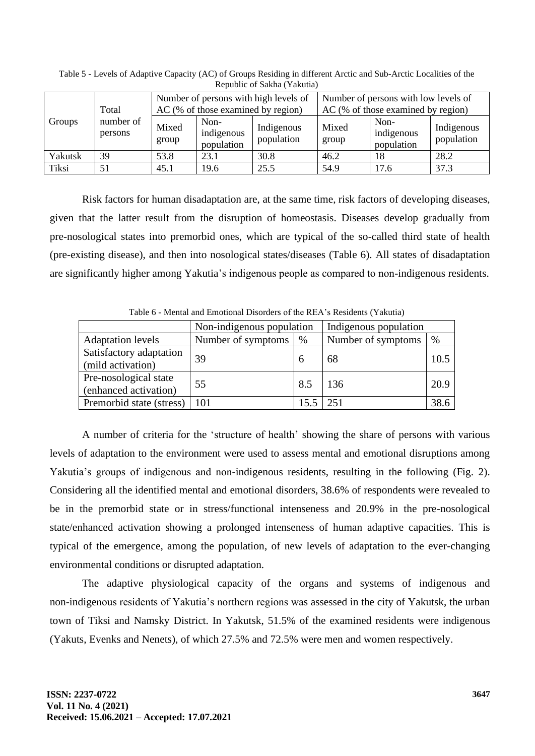Table 5 - Levels of Adaptive Capacity (AC) of Groups Residing in different Arctic and Sub-Arctic Localities of the Republic of Sakha (Yakutia)

| Groups | Total number of persons | Number of persons with high levels of AC (% of those examined by region) | | | Number of persons with low levels of AC (% of those examined by region) | | |
|---|---|---|---|---|---|---|---|
| | | Mixed group | Non-indigenous population | Indigenous population | Mixed group | Non-indigenous population | Indigenous population |
| Yakutsk | 39 | 53.8 | 23.1 | 30.8 | 46.2 | 18 | 28.2 |
| Tiksi | 51 | 45.1 | 19.6 | 25.5 | 54.9 | 17.6 | 37.3 |

Risk factors for human disadaptation are, at the same time, risk factors of developing diseases, given that the latter result from the disruption of homeostasis. Diseases develop gradually from pre-nosological states into premorbid ones, which are typical of the so-called third state of health (pre-existing disease), and then into nosological states/diseases (Table 6). All states of disadaptation are significantly higher among Yakutia's indigenous people as compared to non-indigenous residents.

Table 6 - Mental and Emotional Disorders of the REA's Residents (Yakutia)

| | Non-indigenous population | | Indigenous population | |
|---|---|---|---|---|
| Adaptation levels | Number of symptoms | % | Number of symptoms | % |
| Satisfactory adaptation (mild activation) | 39 | 6 | 68 | 10.5 |
| Pre-nosological state (enhanced activation) | 55 | 8.5 | 136 | 20.9 |
| Premorbid state (stress) | 101 | 15.5 | 251 | 38.6 |

A number of criteria for the 'structure of health' showing the share of persons with various levels of adaptation to the environment were used to assess mental and emotional disruptions among Yakutia's groups of indigenous and non-indigenous residents, resulting in the following (Fig. 2). Considering all the identified mental and emotional disorders, 38.6% of respondents were revealed to be in the premorbid state or in stress/functional intenseness and 20.9% in the pre-nosological state/enhanced activation showing a prolonged intenseness of human adaptive capacities. This is typical of the emergence, among the population, of new levels of adaptation to the ever-changing environmental conditions or disrupted adaptation.

The adaptive physiological capacity of the organs and systems of indigenous and non-indigenous residents of Yakutia's northern regions was assessed in the city of Yakutsk, the urban town of Tiksi and Namsky District. In Yakutsk, 51.5% of the examined residents were indigenous (Yakuts, Evenks and Nenets), of which 27.5% and 72.5% were men and women respectively.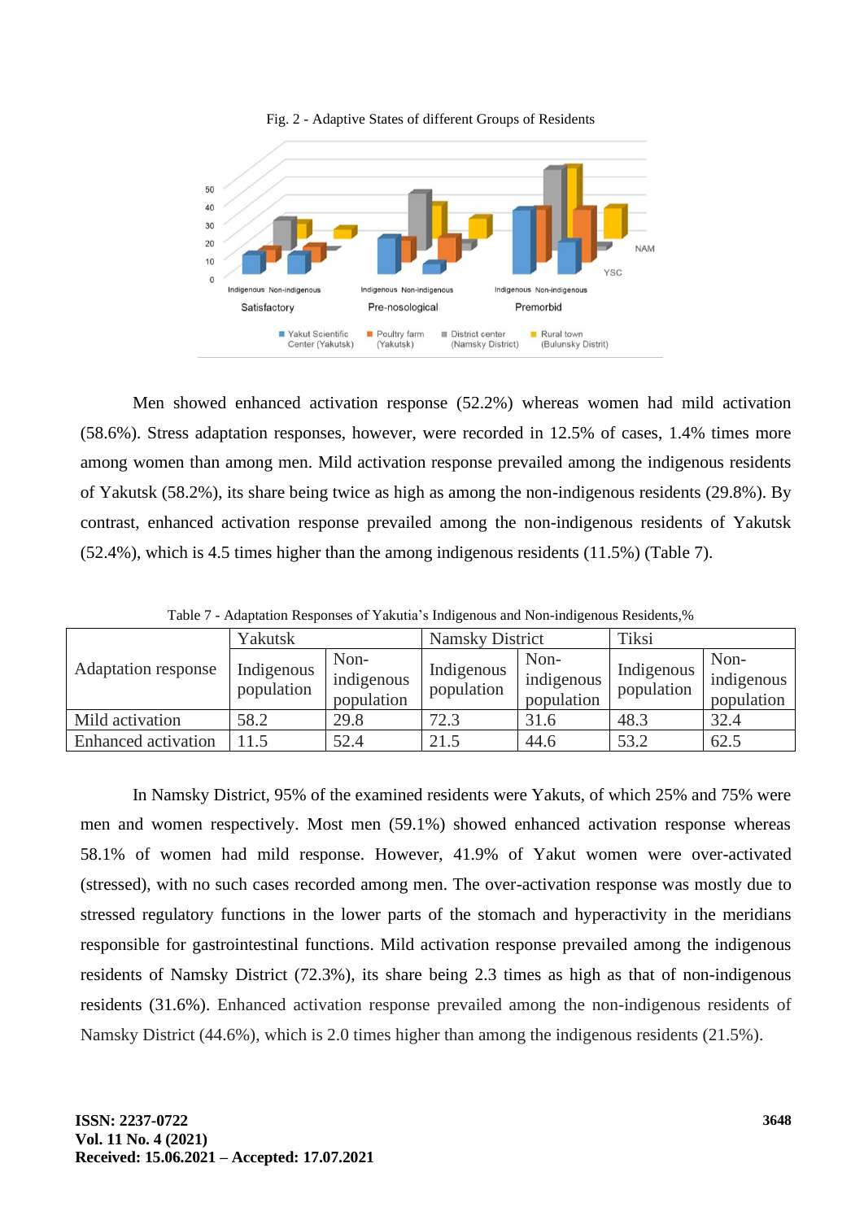Fig. 2 - Adaptive States of different Groups of Residents

Men showed enhanced activation response (52.2%) whereas women had mild activation (58.6%). Stress adaptation responses, however, were recorded in 12.5% of cases, 1.4% times more among women than among men. Mild activation response prevailed among the indigenous residents of Yakutsk (58.2%), its share being twice as high as among the non-indigenous residents (29.8%). By contrast, enhanced activation response prevailed among the non-indigenous residents of Yakutsk (52.4%), which is 4.5 times higher than the among indigenous residents (11.5%) (Table 7).

Table 7 - Adaptation Responses of Yakutia's Indigenous and Non-indigenous Residents,%

| Adaptation response | Yakutsk | | Namsky District | | Tiksi | |
|---|---|---|---|---|---|---|
| | Indigenous population | Non-indigenous population | Indigenous population | Non-indigenous population | Indigenous population | Non-indigenous population |
| Mild activation | 58.2 | 29.8 | 72.3 | 31.6 | 48.3 | 32.4 |
| Enhanced activation | 11.5 | 52.4 | 21.5 | 44.6 | 53.2 | 62.5 |

In Namsky District, 95% of the examined residents were Yakuts, of which 25% and 75% were men and women respectively. Most men (59.1%) showed enhanced activation response whereas 58.1% of women had mild response. However, 41.9% of Yakut women were over-activated (stressed), with no such cases recorded among men. The over-activation response was mostly due to stressed regulatory functions in the lower parts of the stomach and hyperactivity in the meridians responsible for gastrointestinal functions. Mild activation response prevailed among the indigenous residents of Namsky District (72.3%), its share being 2.3 times as high as that of non-indigenous residents (31.6%). Enhanced activation response prevailed among the non-indigenous residents of Namsky District (44.6%), which is 2.0 times higher than among the indigenous residents (21.5%).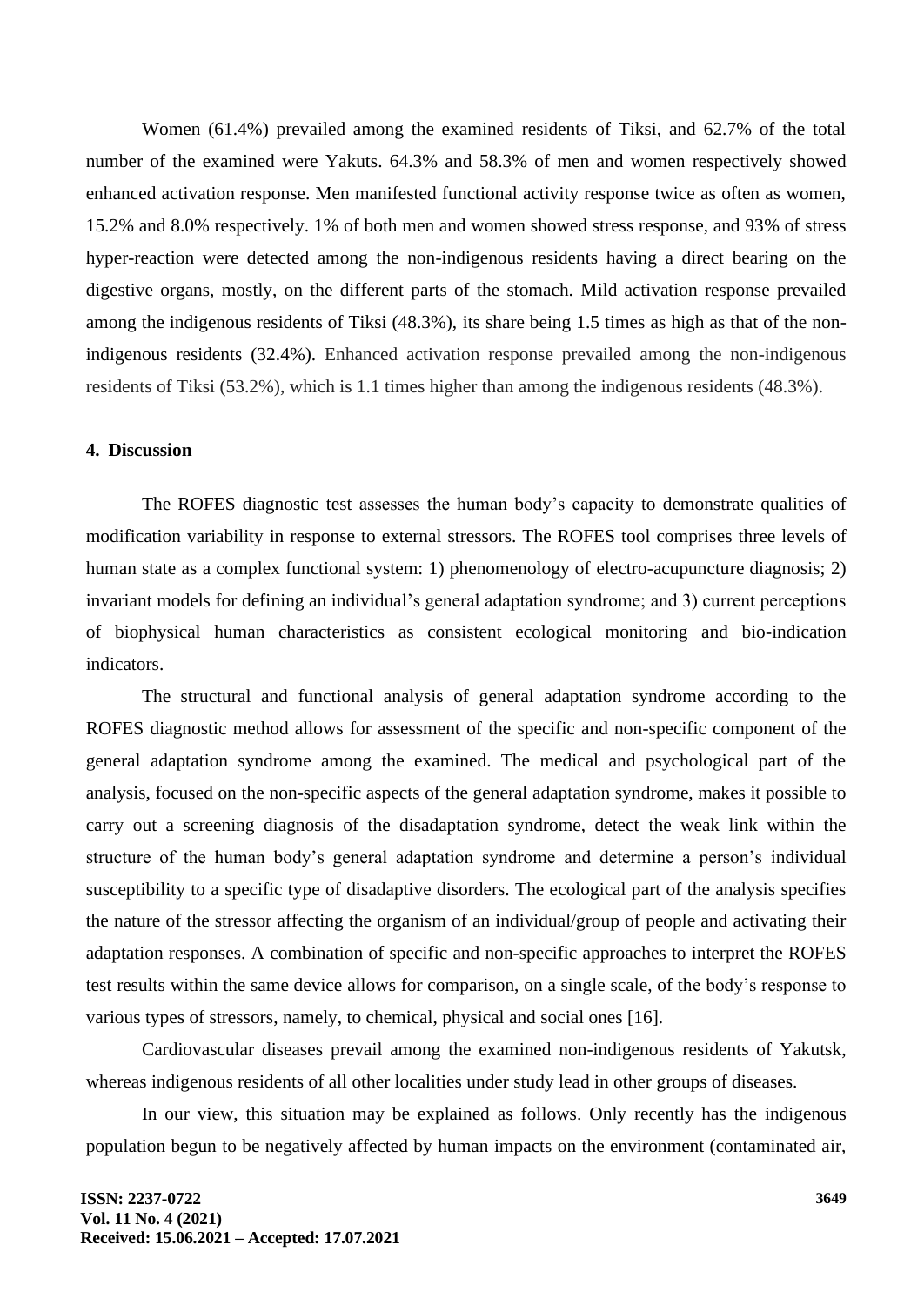Women (61.4%) prevailed among the examined residents of Tiksi, and 62.7% of the total number of the examined were Yakuts. 64.3% and 58.3% of men and women respectively showed enhanced activation response. Men manifested functional activity response twice as often as women, 15.2% and 8.0% respectively. 1% of both men and women showed stress response, and 93% of stress hyper-reaction were detected among the non-indigenous residents having a direct bearing on the digestive organs, mostly, on the different parts of the stomach. Mild activation response prevailed among the indigenous residents of Tiksi (48.3%), its share being 1.5 times as high as that of the non-indigenous residents (32.4%). Enhanced activation response prevailed among the non-indigenous residents of Tiksi (53.2%), which is 1.1 times higher than among the indigenous residents (48.3%).

## 4. Discussion

The ROFES diagnostic test assesses the human body's capacity to demonstrate qualities of modification variability in response to external stressors. The ROFES tool comprises three levels of human state as a complex functional system: 1) phenomenology of electro-acupuncture diagnosis; 2) invariant models for defining an individual's general adaptation syndrome; and 3) current perceptions of biophysical human characteristics as consistent ecological monitoring and bio-indication indicators.

The structural and functional analysis of general adaptation syndrome according to the ROFES diagnostic method allows for assessment of the specific and non-specific component of the general adaptation syndrome among the examined. The medical and psychological part of the analysis, focused on the non-specific aspects of the general adaptation syndrome, makes it possible to carry out a screening diagnosis of the disadaptation syndrome, detect the weak link within the structure of the human body's general adaptation syndrome and determine a person's individual susceptibility to a specific type of disadaptive disorders. The ecological part of the analysis specifies the nature of the stressor affecting the organism of an individual/group of people and activating their adaptation responses. A combination of specific and non-specific approaches to interpret the ROFES test results within the same device allows for comparison, on a single scale, of the body's response to various types of stressors, namely, to chemical, physical and social ones [16].

Cardiovascular diseases prevail among the examined non-indigenous residents of Yakutsk, whereas indigenous residents of all other localities under study lead in other groups of diseases.

In our view, this situation may be explained as follows. Only recently has the indigenous population begun to be negatively affected by human impacts on the environment (contaminated air,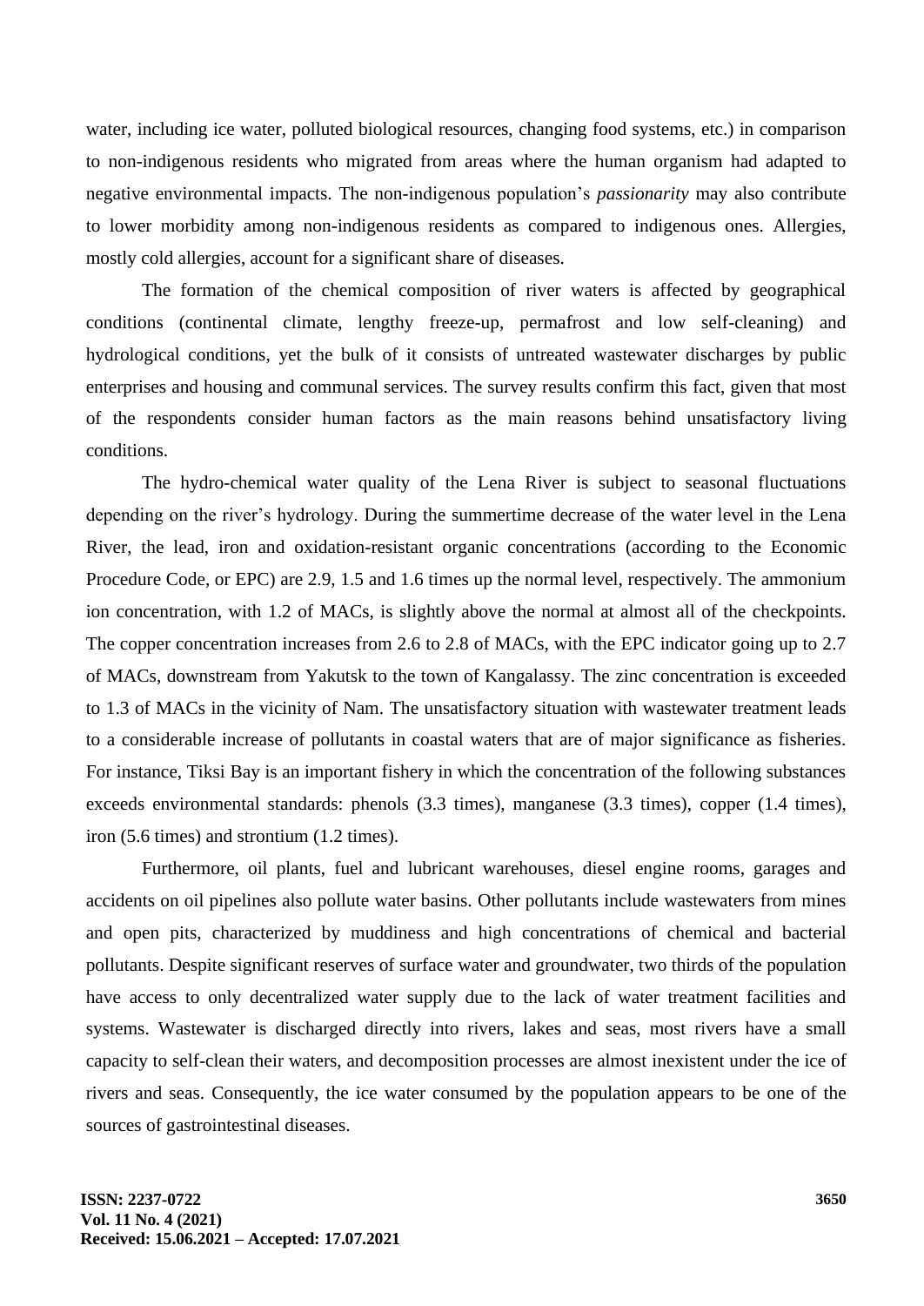water, including ice water, polluted biological resources, changing food systems, etc.) in comparison to non-indigenous residents who migrated from areas where the human organism had adapted to negative environmental impacts. The non-indigenous population's *passionarity* may also contribute to lower morbidity among non-indigenous residents as compared to indigenous ones. Allergies, mostly cold allergies, account for a significant share of diseases.

The formation of the chemical composition of river waters is affected by geographical conditions (continental climate, lengthy freeze-up, permafrost and low self-cleaning) and hydrological conditions, yet the bulk of it consists of untreated wastewater discharges by public enterprises and housing and communal services. The survey results confirm this fact, given that most of the respondents consider human factors as the main reasons behind unsatisfactory living conditions.

The hydro-chemical water quality of the Lena River is subject to seasonal fluctuations depending on the river's hydrology. During the summertime decrease of the water level in the Lena River, the lead, iron and oxidation-resistant organic concentrations (according to the Economic Procedure Code, or EPC) are 2.9, 1.5 and 1.6 times up the normal level, respectively. The ammonium ion concentration, with 1.2 of MACs, is slightly above the normal at almost all of the checkpoints. The copper concentration increases from 2.6 to 2.8 of MACs, with the EPC indicator going up to 2.7 of MACs, downstream from Yakutsk to the town of Kangalassy. The zinc concentration is exceeded to 1.3 of MACs in the vicinity of Nam. The unsatisfactory situation with wastewater treatment leads to a considerable increase of pollutants in coastal waters that are of major significance as fisheries. For instance, Tiksi Bay is an important fishery in which the concentration of the following substances exceeds environmental standards: phenols (3.3 times), manganese (3.3 times), copper (1.4 times), iron (5.6 times) and strontium (1.2 times).

Furthermore, oil plants, fuel and lubricant warehouses, diesel engine rooms, garages and accidents on oil pipelines also pollute water basins. Other pollutants include wastewaters from mines and open pits, characterized by muddiness and high concentrations of chemical and bacterial pollutants. Despite significant reserves of surface water and groundwater, two thirds of the population have access to only decentralized water supply due to the lack of water treatment facilities and systems. Wastewater is discharged directly into rivers, lakes and seas, most rivers have a small capacity to self-clean their waters, and decomposition processes are almost inexistent under the ice of rivers and seas. Consequently, the ice water consumed by the population appears to be one of the sources of gastrointestinal diseases.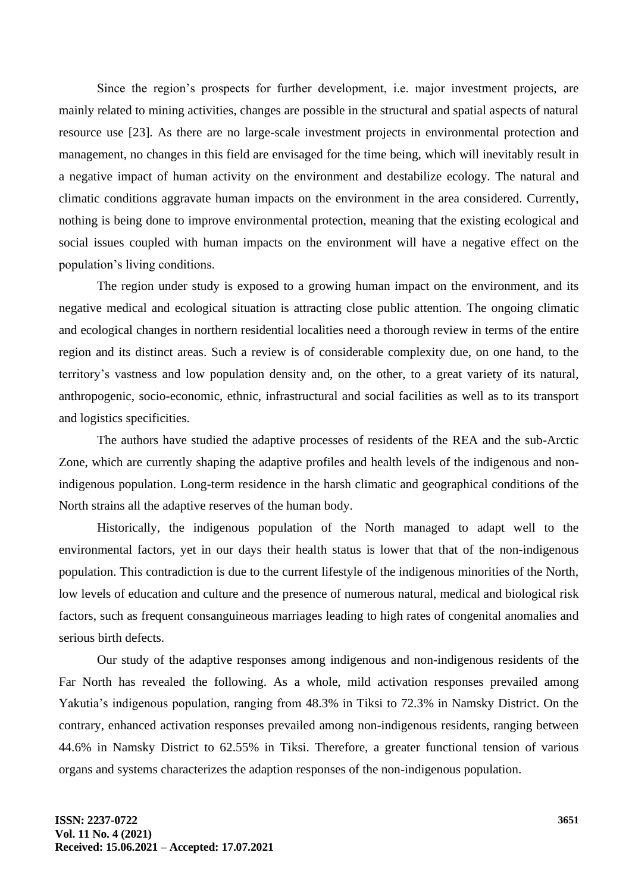Since the region's prospects for further development, i.e. major investment projects, are mainly related to mining activities, changes are possible in the structural and spatial aspects of natural resource use [23]. As there are no large-scale investment projects in environmental protection and management, no changes in this field are envisaged for the time being, which will inevitably result in a negative impact of human activity on the environment and destabilize ecology. The natural and climatic conditions aggravate human impacts on the environment in the area considered. Currently, nothing is being done to improve environmental protection, meaning that the existing ecological and social issues coupled with human impacts on the environment will have a negative effect on the population's living conditions.

The region under study is exposed to a growing human impact on the environment, and its negative medical and ecological situation is attracting close public attention. The ongoing climatic and ecological changes in northern residential localities need a thorough review in terms of the entire region and its distinct areas. Such a review is of considerable complexity due, on one hand, to the territory's vastness and low population density and, on the other, to a great variety of its natural, anthropogenic, socio-economic, ethnic, infrastructural and social facilities as well as to its transport and logistics specificities.

The authors have studied the adaptive processes of residents of the REA and the sub-Arctic Zone, which are currently shaping the adaptive profiles and health levels of the indigenous and non-indigenous population. Long-term residence in the harsh climatic and geographical conditions of the North strains all the adaptive reserves of the human body.

Historically, the indigenous population of the North managed to adapt well to the environmental factors, yet in our days their health status is lower that that of the non-indigenous population. This contradiction is due to the current lifestyle of the indigenous minorities of the North, low levels of education and culture and the presence of numerous natural, medical and biological risk factors, such as frequent consanguineous marriages leading to high rates of congenital anomalies and serious birth defects.

Our study of the adaptive responses among indigenous and non-indigenous residents of the Far North has revealed the following. As a whole, mild activation responses prevailed among Yakutia's indigenous population, ranging from 48.3% in Tiksi to 72.3% in Namsky District. On the contrary, enhanced activation responses prevailed among non-indigenous residents, ranging between 44.6% in Namsky District to 62.55% in Tiksi. Therefore, a greater functional tension of various organs and systems characterizes the adaption responses of the non-indigenous population.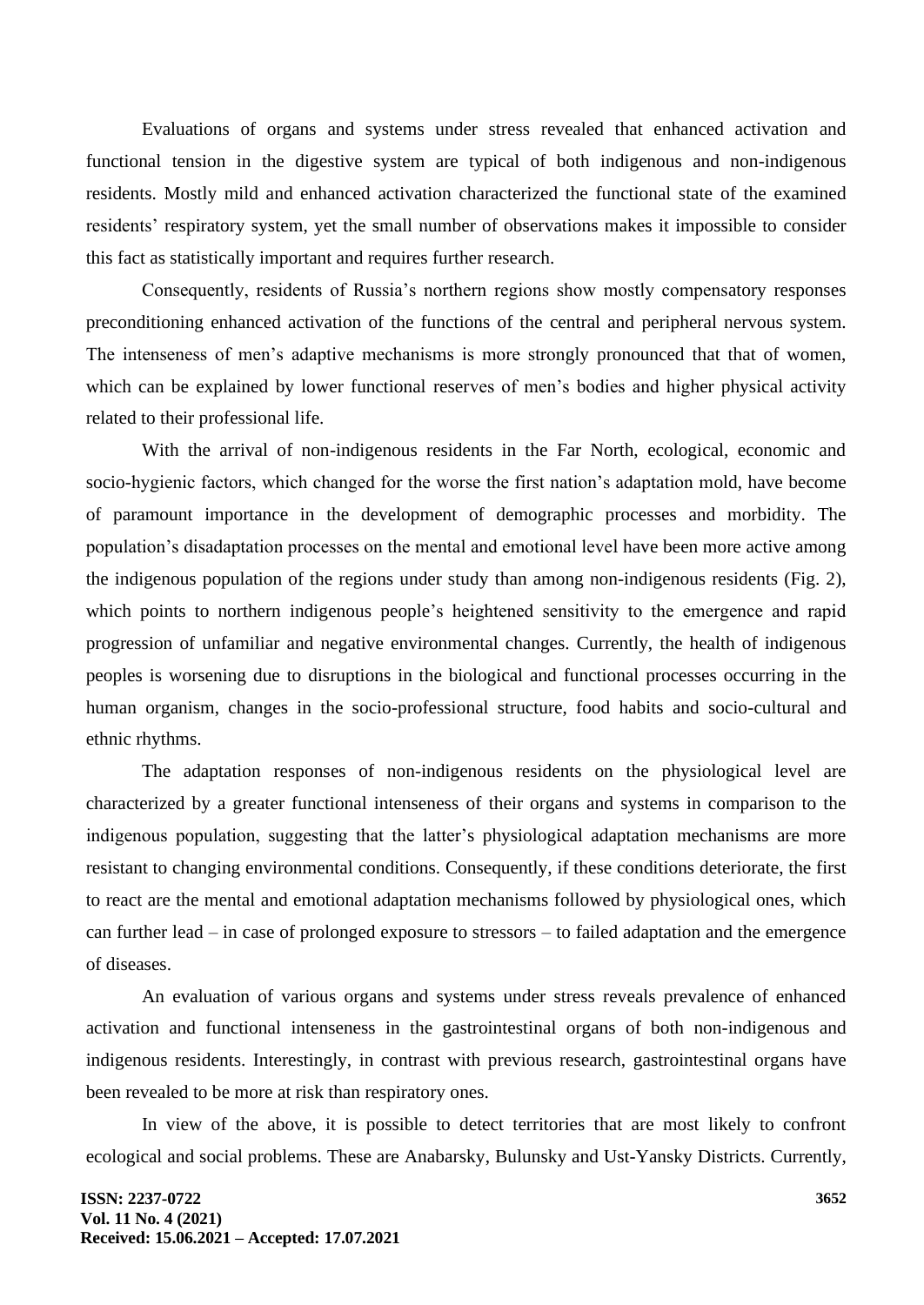Evaluations of organs and systems under stress revealed that enhanced activation and functional tension in the digestive system are typical of both indigenous and non-indigenous residents. Mostly mild and enhanced activation characterized the functional state of the examined residents' respiratory system, yet the small number of observations makes it impossible to consider this fact as statistically important and requires further research.

Consequently, residents of Russia's northern regions show mostly compensatory responses preconditioning enhanced activation of the functions of the central and peripheral nervous system. The intenseness of men's adaptive mechanisms is more strongly pronounced that that of women, which can be explained by lower functional reserves of men's bodies and higher physical activity related to their professional life.

With the arrival of non-indigenous residents in the Far North, ecological, economic and socio-hygienic factors, which changed for the worse the first nation's adaptation mold, have become of paramount importance in the development of demographic processes and morbidity. The population's disadaptation processes on the mental and emotional level have been more active among the indigenous population of the regions under study than among non-indigenous residents (Fig. 2), which points to northern indigenous people's heightened sensitivity to the emergence and rapid progression of unfamiliar and negative environmental changes. Currently, the health of indigenous peoples is worsening due to disruptions in the biological and functional processes occurring in the human organism, changes in the socio-professional structure, food habits and socio-cultural and ethnic rhythms.

The adaptation responses of non-indigenous residents on the physiological level are characterized by a greater functional intenseness of their organs and systems in comparison to the indigenous population, suggesting that the latter's physiological adaptation mechanisms are more resistant to changing environmental conditions. Consequently, if these conditions deteriorate, the first to react are the mental and emotional adaptation mechanisms followed by physiological ones, which can further lead – in case of prolonged exposure to stressors – to failed adaptation and the emergence of diseases.

An evaluation of various organs and systems under stress reveals prevalence of enhanced activation and functional intenseness in the gastrointestinal organs of both non-indigenous and indigenous residents. Interestingly, in contrast with previous research, gastrointestinal organs have been revealed to be more at risk than respiratory ones.

In view of the above, it is possible to detect territories that are most likely to confront ecological and social problems. These are Anabarsky, Bulunsky and Ust-Yansky Districts. Currently,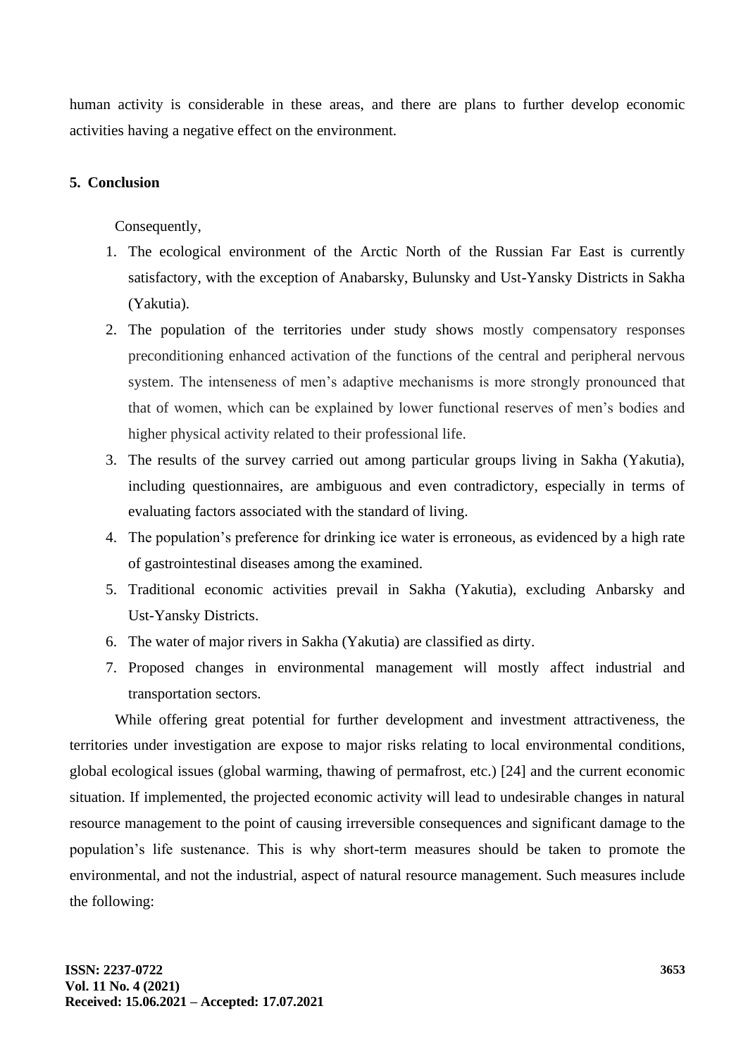human activity is considerable in these areas, and there are plans to further develop economic activities having a negative effect on the environment.

## 5. Conclusion

Consequently,

1. The ecological environment of the Arctic North of the Russian Far East is currently satisfactory, with the exception of Anabarsky, Bulunsky and Ust-Yansky Districts in Sakha (Yakutia).
2. The population of the territories under study shows mostly compensatory responses preconditioning enhanced activation of the functions of the central and peripheral nervous system. The intenseness of men's adaptive mechanisms is more strongly pronounced that that of women, which can be explained by lower functional reserves of men's bodies and higher physical activity related to their professional life.
3. The results of the survey carried out among particular groups living in Sakha (Yakutia), including questionnaires, are ambiguous and even contradictory, especially in terms of evaluating factors associated with the standard of living.
4. The population's preference for drinking ice water is erroneous, as evidenced by a high rate of gastrointestinal diseases among the examined.
5. Traditional economic activities prevail in Sakha (Yakutia), excluding Anbarsky and Ust-Yansky Districts.
6. The water of major rivers in Sakha (Yakutia) are classified as dirty.
7. Proposed changes in environmental management will mostly affect industrial and transportation sectors.

While offering great potential for further development and investment attractiveness, the territories under investigation are expose to major risks relating to local environmental conditions, global ecological issues (global warming, thawing of permafrost, etc.) [24] and the current economic situation. If implemented, the projected economic activity will lead to undesirable changes in natural resource management to the point of causing irreversible consequences and significant damage to the population's life sustenance. This is why short-term measures should be taken to promote the environmental, and not the industrial, aspect of natural resource management. Such measures include the following: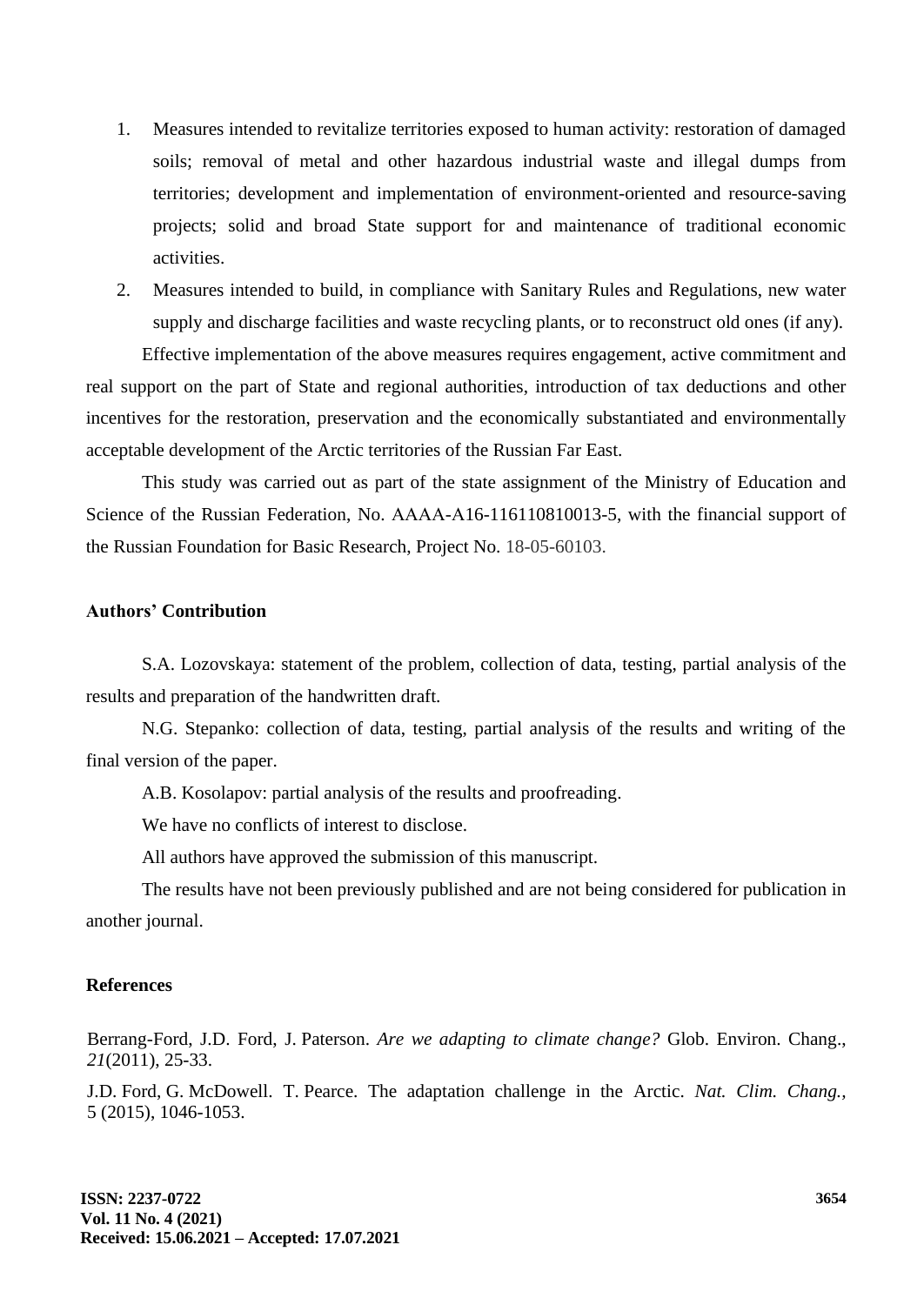1. Measures intended to revitalize territories exposed to human activity: restoration of damaged soils; removal of metal and other hazardous industrial waste and illegal dumps from territories; development and implementation of environment-oriented and resource-saving projects; solid and broad State support for and maintenance of traditional economic activities.
2. Measures intended to build, in compliance with Sanitary Rules and Regulations, new water supply and discharge facilities and waste recycling plants, or to reconstruct old ones (if any).

Effective implementation of the above measures requires engagement, active commitment and real support on the part of State and regional authorities, introduction of tax deductions and other incentives for the restoration, preservation and the economically substantiated and environmentally acceptable development of the Arctic territories of the Russian Far East.

This study was carried out as part of the state assignment of the Ministry of Education and Science of the Russian Federation, No. AAAA-A16-116110810013-5, with the financial support of the Russian Foundation for Basic Research, Project No. 18-05-60103.

**Authors' Contribution**

S.A. Lozovskaya: statement of the problem, collection of data, testing, partial analysis of the results and preparation of the handwritten draft.

N.G. Stepanko: collection of data, testing, partial analysis of the results and writing of the final version of the paper.

A.B. Kosolapov: partial analysis of the results and proofreading.

We have no conflicts of interest to disclose.

All authors have approved the submission of this manuscript.

The results have not been previously published and are not being considered for publication in another journal.

**References**

Berrang-Ford, J.D. Ford, J. Paterson. *Are we adapting to climate change?* Glob. Environ. Chang., *21*(2011), 25-33.

J.D. Ford, G. McDowell. T. Pearce. The adaptation challenge in the Arctic. *Nat. Clim. Chang.,* 5 (2015), 1046-1053.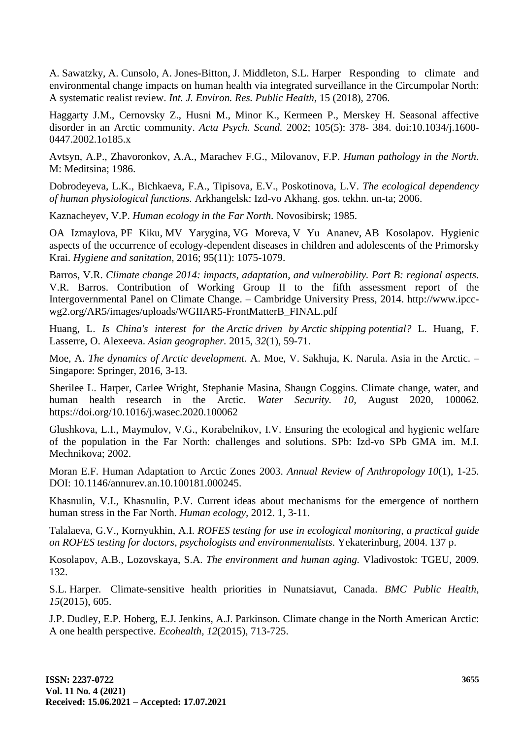A. Sawatzky, A. Cunsolo, A. Jones-Bitton, J. Middleton, S.L. Harper Responding to climate and environmental change impacts on human health via integrated surveillance in the Circumpolar North: A systematic realist review. *Int. J. Environ. Res. Public Health*, 15 (2018), 2706.

Haggarty J.M., Cernovsky Z., Husni M., Minor K., Kermeen P., Merskey H. Seasonal affective disorder in an Arctic community. *Acta Psych. Scand.* 2002; 105(5): 378- 384. doi:10.1034/j.1600-0447.2002.1o185.x

Avtsyn, A.P., Zhavoronkov, A.A., Marachev F.G., Milovanov, F.P. *Human pathology in the North*. M: Meditsina; 1986.

Dobrodeyeva, L.K., Bichkaeva, F.A., Tipisova, E.V., Poskotinova, L.V. *The ecological dependency of human physiological functions.* Arkhangelsk: Izd-vo Akhang. gos. tekhn. un-ta; 2006.

Kaznacheyev, V.P. *Human ecology in the Far North.* Novosibirsk; 1985.

OA Izmaylova, PF Kiku, MV Yarygina, VG Moreva, V Yu Ananev, AB Kosolapov. Hygienic aspects of the occurrence of ecology-dependent diseases in children and adolescents of the Primorsky Krai. *Hygiene and sanitation,* 2016; 95(11): 1075-1079.

Barros, V.R. *Climate change 2014: impacts, adaptation, and vulnerability. Part B: regional aspects.* V.R. Barros. Contribution of Working Group II to the fifth assessment report of the Intergovernmental Panel on Climate Change. – Cambridge University Press, 2014. http://www.ipcc-wg2.org/AR5/images/uploads/WGIIAR5-FrontMatterB_FINAL.pdf

Huang, L. *Is China's interest for the Arctic driven by Arctic shipping potential?* L. Huang, F. Lasserre, O. Alexeeva. *Asian geographer.* 2015, *32*(1), 59-71.

Moe, A. *The dynamics of Arctic development*. A. Moe, V. Sakhuja, K. Narula. Asia in the Arctic. – Singapore: Springer, 2016, 3-13.

Sherilee L. Harper, Carlee Wright, Stephanie Masina, Shaugn Coggins. Climate change, water, and human health research in the Arctic. *Water Security. 10,* August 2020, 100062. https://doi.org/10.1016/j.wasec.2020.100062

Glushkova, L.I., Maymulov, V.G., Korabelnikov, I.V. Ensuring the ecological and hygienic welfare of the population in the Far North: challenges and solutions. SPb: Izd-vo SPb GMA im. M.I. Mechnikova; 2002.

Moran E.F. Human Adaptation to Arctic Zones 2003. *Annual Review of Anthropology 10*(1), 1-25. DOI: 10.1146/annurev.an.10.100181.000245.

Khasnulin, V.I., Khasnulin, P.V. Current ideas about mechanisms for the emergence of northern human stress in the Far North. *Human ecology,* 2012. 1, 3-11.

Talalaeva, G.V., Kornyukhin, A.I. *ROFES testing for use in ecological monitoring, a practical guide on ROFES testing for doctors, psychologists and environmentalists.* Yekaterinburg, 2004. 137 p.

Kosolapov, A.B., Lozovskaya, S.A. *The environment and human aging.* Vladivostok: TGEU, 2009. 132.

S.L. Harper. Climate-sensitive health priorities in Nunatsiavut, Canada. *BMC Public Health, 15*(2015), 605.

J.P. Dudley, E.P. Hoberg, E.J. Jenkins, A.J. Parkinson. Climate change in the North American Arctic: A one health perspective. *Ecohealth, 12*(2015), 713-725.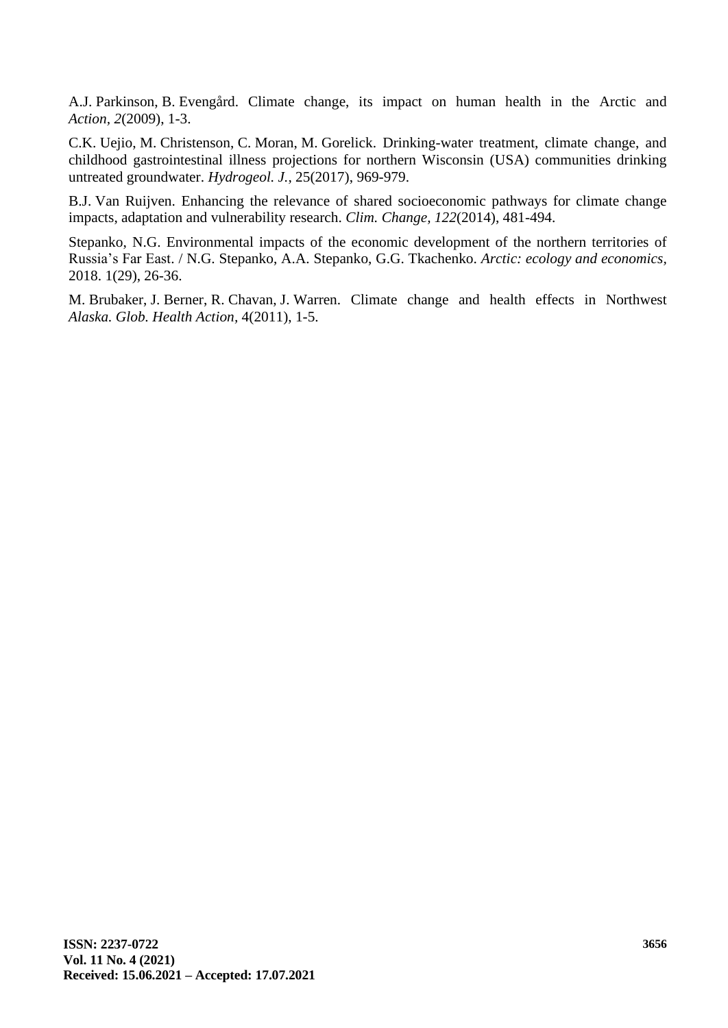A.J. Parkinson, B. Evengård. Climate change, its impact on human health in the Arctic and *Action, 2*(2009), 1-3.

C.K. Uejio, M. Christenson, C. Moran, M. Gorelick. Drinking-water treatment, climate change, and childhood gastrointestinal illness projections for northern Wisconsin (USA) communities drinking untreated groundwater. *Hydrogeol. J.*, 25(2017), 969-979.

B.J. Van Ruijven. Enhancing the relevance of shared socioeconomic pathways for climate change impacts, adaptation and vulnerability research. *Clim. Change, 122*(2014), 481-494.

Stepanko, N.G. Environmental impacts of the economic development of the northern territories of Russia's Far East. / N.G. Stepanko, A.A. Stepanko, G.G. Tkachenko. *Arctic: ecology and economics*, 2018. 1(29), 26-36.

M. Brubaker, J. Berner, R. Chavan, J. Warren. Climate change and health effects in Northwest *Alaska. Glob. Health Action*, 4(2011), 1-5.